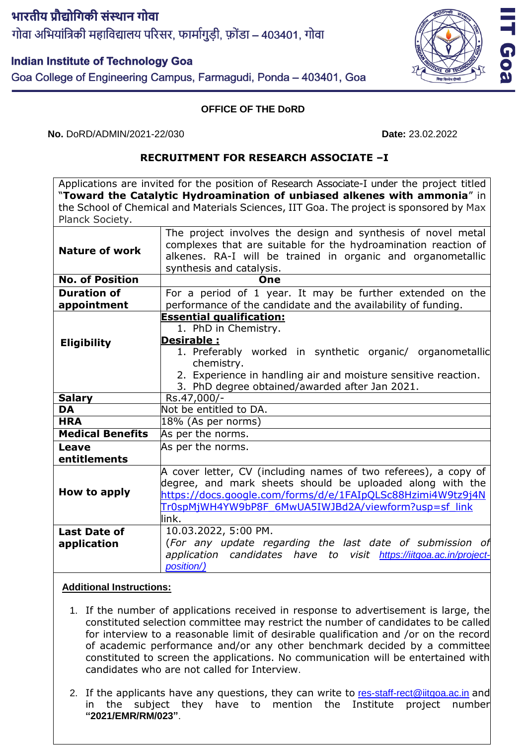भारतीय प्रौद्योगिकी संस्थान गोवा
गोवा अभियांत्रिकी महाविद्यालय परिसर, फार्मागुड़ी, फ़ोंडा – 403401, गोवा

**Indian Institute of Technology Goa**
Goa College of Engineering Campus, Farmagudi, Ponda – 403401, Goa

**OFFICE OF THE DoRD**

**No.** DoRD/ADMIN/2021-22/030 **Date:** 23.02.2022

## RECRUITMENT FOR RESEARCH ASSOCIATE –I

Applications are invited for the position of Research Associate-I under the project titled "**Toward the Catalytic Hydroamination of unbiased alkenes with ammonia**" in the School of Chemical and Materials Sciences, IIT Goa. The project is sponsored by Max Planck Society.

| | |
|---|---|
| **Nature of work** | The project involves the design and synthesis of novel metal complexes that are suitable for the hydroamination reaction of alkenes. RA-I will be trained in organic and organometallic synthesis and catalysis. |
| **No. of Position** | One |
| **Duration of appointment** | For a period of 1 year. It may be further extended on the performance of the candidate and the availability of funding. |
| **Eligibility** | **Essential qualification:** 1. PhD in Chemistry. **Desirable :** 1. Preferably worked in synthetic organic/ organometallic chemistry. 2. Experience in handling air and moisture sensitive reaction. 3. PhD degree obtained/awarded after Jan 2021. |
| **Salary** | Rs.47,000/- |
| **DA** | Not be entitled to DA. |
| **HRA** | 18% (As per norms) |
| **Medical Benefits** | As per the norms. |
| **Leave entitlements** | As per the norms. |
| **How to apply** | A cover letter, CV (including names of two referees), a copy of degree, and mark sheets should be uploaded along with the https://docs.google.com/forms/d/e/1FAIpQLSc88Hzimi4W9tz9j4NTr0spMjWH4YW9bP8F_6MwUA5IWJBd2A/viewform?usp=sf_link link. |
| **Last Date of application** | 10.03.2022, 5:00 PM. *(For any update regarding the last date of submission of application candidates have to visit https://iitgoa.ac.in/project-position/)* |

**Additional Instructions:**

1. If the number of applications received in response to advertisement is large, the constituted selection committee may restrict the number of candidates to be called for interview to a reasonable limit of desirable qualification and /or on the record of academic performance and/or any other benchmark decided by a committee constituted to screen the applications. No communication will be entertained with candidates who are not called for Interview.

2. If the applicants have any questions, they can write to res-staff-rect@iitgoa.ac.in and in the subject they have to mention the Institute project number **"2021/EMR/RM/023"**.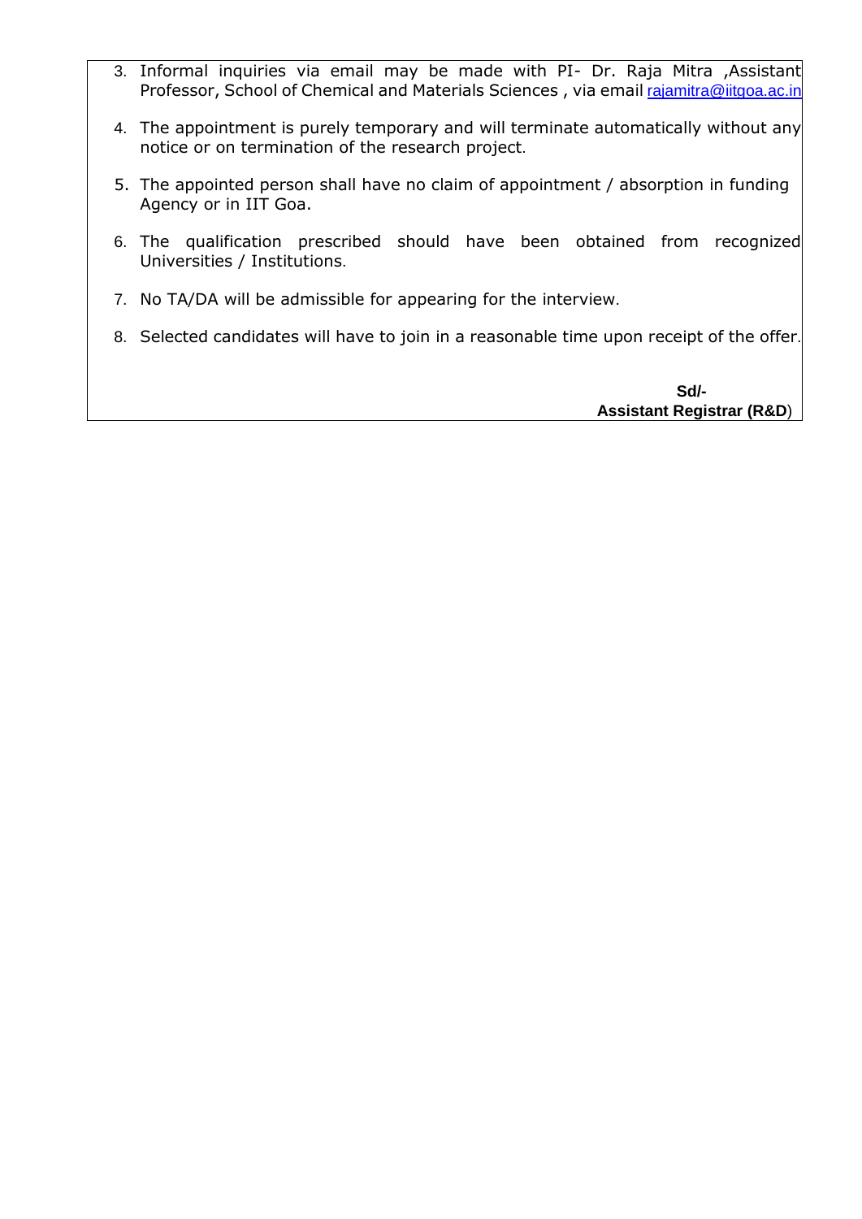3. Informal inquiries via email may be made with PI- Dr. Raja Mitra ,Assistant Professor, School of Chemical and Materials Sciences , via email rajamitra@iitgoa.ac.in

4. The appointment is purely temporary and will terminate automatically without any notice or on termination of the research project.

5. The appointed person shall have no claim of appointment / absorption in funding Agency or in IIT Goa.

6. The qualification prescribed should have been obtained from recognized Universities / Institutions.

7. No TA/DA will be admissible for appearing for the interview.

8. Selected candidates will have to join in a reasonable time upon receipt of the offer.

**Sd/-**
**Assistant Registrar (R&D)**